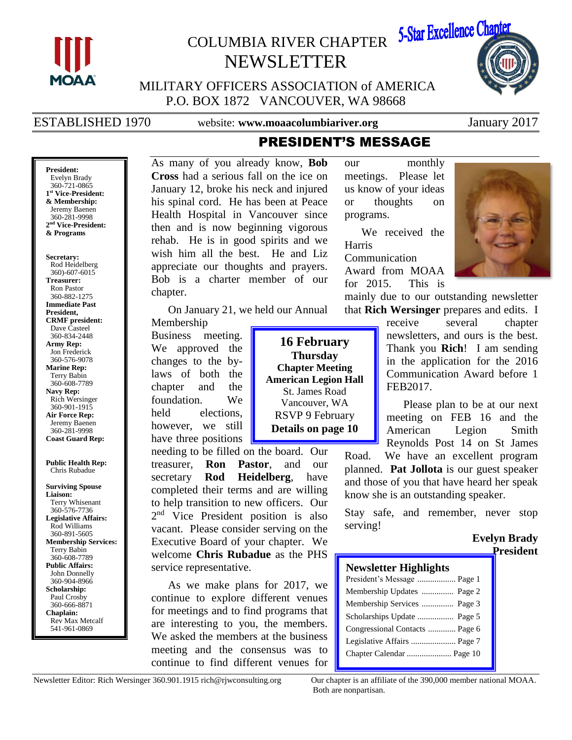# COLUMBIA RIVER CHAPTER NEWSLETTER

5-Star Excellence Chapter

MILITARY OFFICERS ASSOCIATION of AMERICA
P.O. BOX 1872 VANCOUVER, WA 98668

ESTABLISHED 1970 | website: **www.moaacolumbiariver.org** | January 2017

**President:**
Evelyn Brady
360-721-0865
**1st Vice-President: & Membership:**
Jeremy Baenen
360-281-9998
**2nd Vice-President: & Programs**

**Secretary:**
Rod Heidelberg
360)-607-6015
**Treasurer:**
Ron Pastor
360-882-1275
**Immediate Past President, CRMF president:**
Dave Casteel
360-834-2448
**Army Rep:**
Jon Frederick
360-576-9078
**Marine Rep:**
Terry Babin
360-608-7789
**Navy Rep:**
Rich Wersinger
360-901-1915
**Air Force Rep:**
Jeremy Baenen
360-281-9998
**Coast Guard Rep:**

**Public Health Rep:**
Chris Rubadue

**Surviving Spouse Liaison:**
Terry Whisenant
360-576-7736
**Legislative Affairs:**
Rod Williams
360-891-5605
**Membership Services:**
Terry Babin
360-608-7789
**Public Affairs:**
John Donnelly
360-904-8966
**Scholarship:**
Paul Crosby
360-666-8871
**Chaplain:**
Rev Max Metcalf
541-961-0869

## PRESIDENT'S MESSAGE

As many of you already know, **Bob Cross** had a serious fall on the ice on January 12, broke his neck and injured his spinal cord. He has been at Peace Health Hospital in Vancouver since then and is now beginning vigorous rehab. He is in good spirits and we wish him all the best. He and Liz appreciate our thoughts and prayers. Bob is a charter member of our chapter.

On January 21, we held our Annual Membership Business meeting. We approved the changes to the by-laws of both the chapter and the foundation. We held elections, however, we still have three positions needing to be filled on the board. Our treasurer, **Ron Pastor**, and our secretary **Rod Heidelberg**, have completed their terms and are willing to help transition to new officers. Our 2nd Vice President position is also vacant. Please consider serving on the Executive Board of your chapter. We welcome **Chris Rubadue** as the PHS service representative.

As we make plans for 2017, we continue to explore different venues for meetings and to find programs that are interesting to you, the members. We asked the members at the business meeting and the consensus was to continue to find different venues for our monthly meetings. Please let us know of your ideas or thoughts on programs.

We received the Harris Communication Award from MOAA for 2015. This is mainly due to our outstanding newsletter that **Rich Wersinger** prepares and edits. I receive several chapter newsletters, and ours is the best. Thank you **Rich**! I am sending in the application for the 2016 Communication Award before 1 FEB2017.

Please plan to be at our next meeting on FEB 16 and the American Legion Smith Reynolds Post 14 on St James Road. We have an excellent program planned. **Pat Jollota** is our guest speaker and those of you that have heard her speak know she is an outstanding speaker.

Stay safe, and remember, never stop serving!

**Evelyn Brady**
**President**

> **16 February**
> **Thursday**
> **Chapter Meeting**
> **American Legion Hall**
> St. James Road
> Vancouver, WA
> RSVP 9 February
> **Details on page 10**

**Newsletter Highlights**

- President's Message .................. Page 1
- Membership Updates ............... Page 2
- Membership Services ............... Page 3
- Scholarships Update ................. Page 5
- Congressional Contacts ............. Page 6
- Legislative Affairs ..................... Page 7
- Chapter Calendar ..................... Page 10

Newsletter Editor: Rich Wersinger 360.901.1915 rich@rjwconsulting.org

Our chapter is an affiliate of the 390,000 member national MOAA. Both are nonpartisan.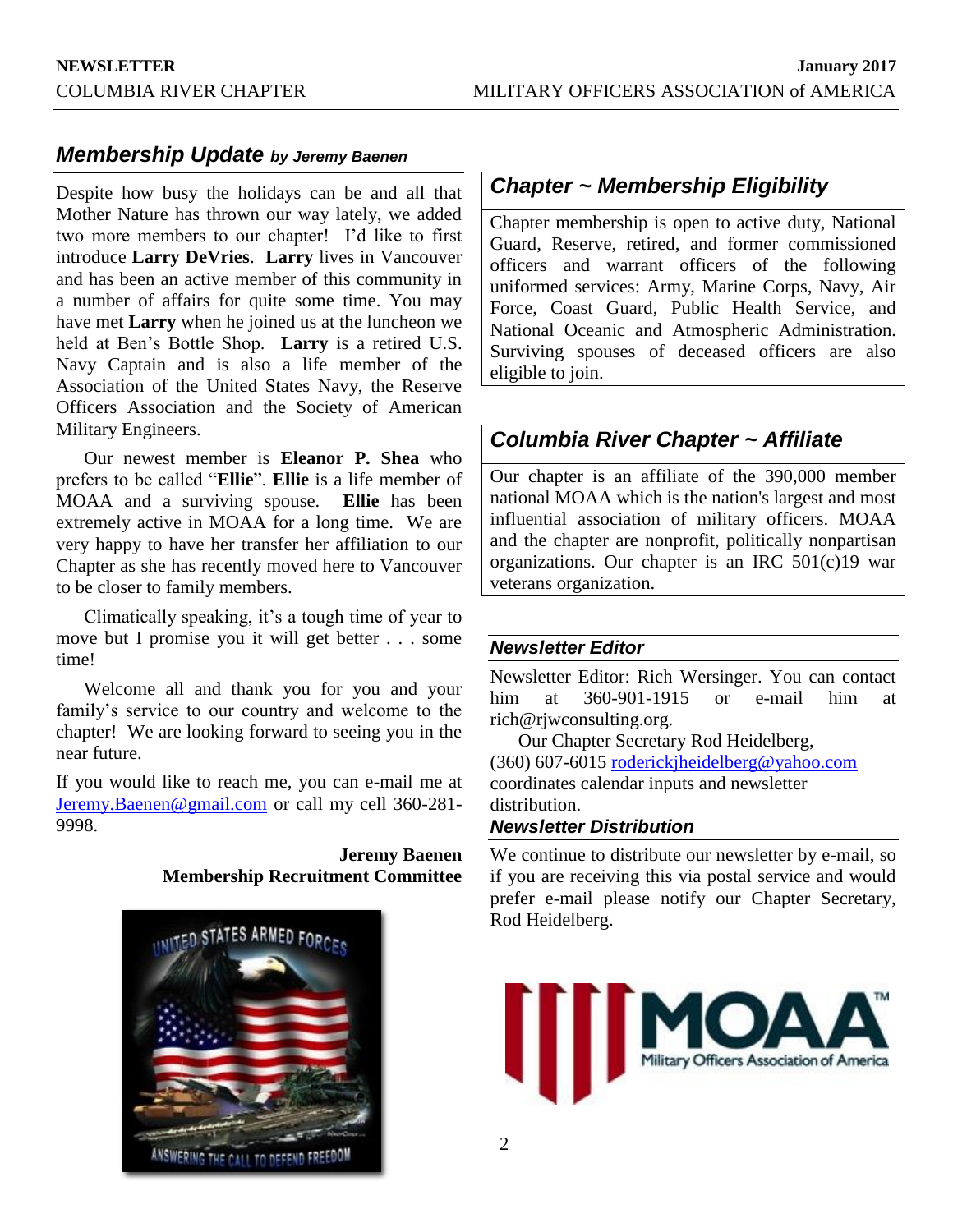## *Membership Update* *by Jeremy Baenen*

Despite how busy the holidays can be and all that Mother Nature has thrown our way lately, we added two more members to our chapter! I'd like to first introduce **Larry DeVries**. **Larry** lives in Vancouver and has been an active member of this community in a number of affairs for quite some time. You may have met **Larry** when he joined us at the luncheon we held at Ben's Bottle Shop. **Larry** is a retired U.S. Navy Captain and is also a life member of the Association of the United States Navy, the Reserve Officers Association and the Society of American Military Engineers.

Our newest member is **Eleanor P. Shea** who prefers to be called "**Ellie**". **Ellie** is a life member of MOAA and a surviving spouse. **Ellie** has been extremely active in MOAA for a long time. We are very happy to have her transfer her affiliation to our Chapter as she has recently moved here to Vancouver to be closer to family members.

Climatically speaking, it's a tough time of year to move but I promise you it will get better . . . some time!

Welcome all and thank you for you and your family's service to our country and welcome to the chapter! We are looking forward to seeing you in the near future.

If you would like to reach me, you can e-mail me at Jeremy.Baenen@gmail.com or call my cell 360-281-9998.

**Jeremy Baenen**
**Membership Recruitment Committee**

## *Chapter ~ Membership Eligibility*

Chapter membership is open to active duty, National Guard, Reserve, retired, and former commissioned officers and warrant officers of the following uniformed services: Army, Marine Corps, Navy, Air Force, Coast Guard, Public Health Service, and National Oceanic and Atmospheric Administration. Surviving spouses of deceased officers are also eligible to join.

## *Columbia River Chapter ~ Affiliate*

Our chapter is an affiliate of the 390,000 member national MOAA which is the nation's largest and most influential association of military officers. MOAA and the chapter are nonprofit, politically nonpartisan organizations. Our chapter is an IRC 501(c)19 war veterans organization.

### *Newsletter Editor*

Newsletter Editor: Rich Wersinger. You can contact him at 360-901-1915 or e-mail him at rich@rjwconsulting.org.

Our Chapter Secretary Rod Heidelberg, (360) 607-6015 roderickjheidelberg@yahoo.com coordinates calendar inputs and newsletter distribution.

### *Newsletter Distribution*

We continue to distribute our newsletter by e-mail, so if you are receiving this via postal service and would prefer e-mail please notify our Chapter Secretary, Rod Heidelberg.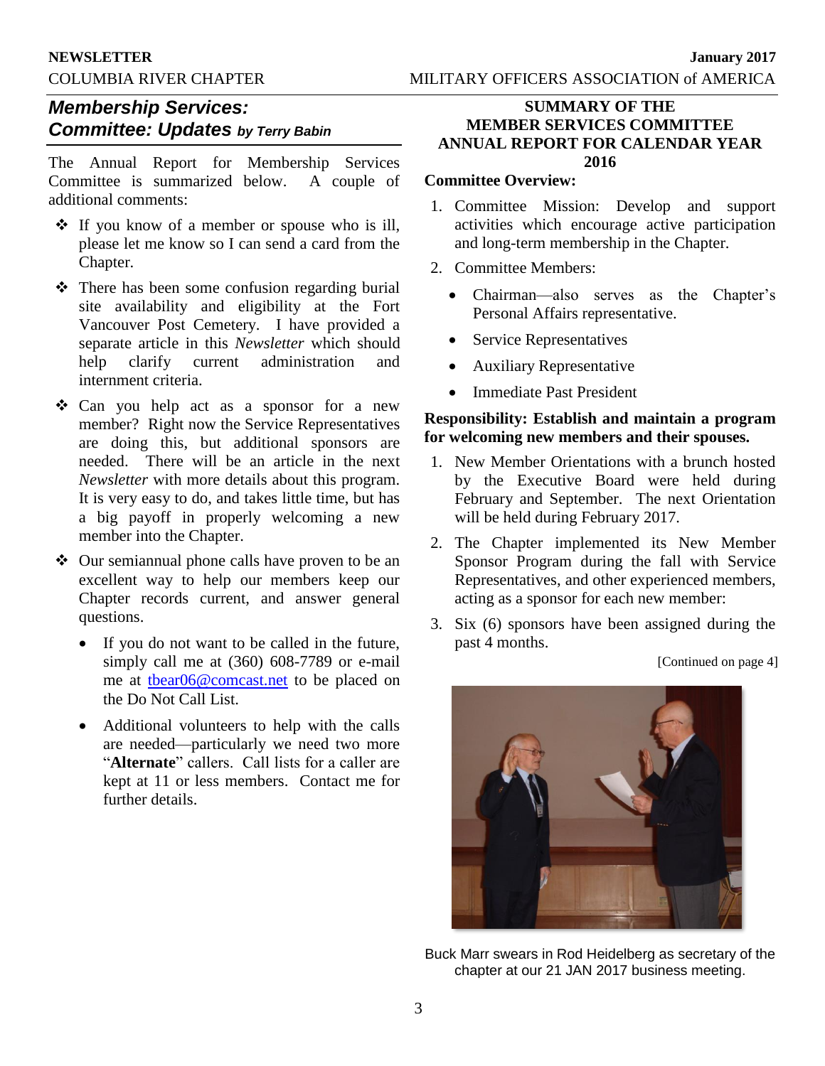## *Membership Services: Committee: Updates* by Terry Babin

The Annual Report for Membership Services Committee is summarized below. A couple of additional comments:

- If you know of a member or spouse who is ill, please let me know so I can send a card from the Chapter.
- There has been some confusion regarding burial site availability and eligibility at the Fort Vancouver Post Cemetery. I have provided a separate article in this *Newsletter* which should help clarify current administration and internment criteria.
- Can you help act as a sponsor for a new member? Right now the Service Representatives are doing this, but additional sponsors are needed. There will be an article in the next *Newsletter* with more details about this program. It is very easy to do, and takes little time, but has a big payoff in properly welcoming a new member into the Chapter.
- Our semiannual phone calls have proven to be an excellent way to help our members keep our Chapter records current, and answer general questions.
  - If you do not want to be called in the future, simply call me at (360) 608-7789 or e-mail me at tbear06@comcast.net to be placed on the Do Not Call List.
  - Additional volunteers to help with the calls are needed—particularly we need two more "**Alternate**" callers. Call lists for a caller are kept at 11 or less members. Contact me for further details.

### SUMMARY OF THE MEMBER SERVICES COMMITTEE ANNUAL REPORT FOR CALENDAR YEAR 2016

**Committee Overview:**

1. Committee Mission: Develop and support activities which encourage active participation and long-term membership in the Chapter.
2. Committee Members:
   - Chairman—also serves as the Chapter's Personal Affairs representative.
   - Service Representatives
   - Auxiliary Representative
   - Immediate Past President

**Responsibility: Establish and maintain a program for welcoming new members and their spouses.**

1. New Member Orientations with a brunch hosted by the Executive Board were held during February and September. The next Orientation will be held during February 2017.
2. The Chapter implemented its New Member Sponsor Program during the fall with Service Representatives, and other experienced members, acting as a sponsor for each new member:
3. Six (6) sponsors have been assigned during the past 4 months.

[Continued on page 4]

Buck Marr swears in Rod Heidelberg as secretary of the chapter at our 21 JAN 2017 business meeting.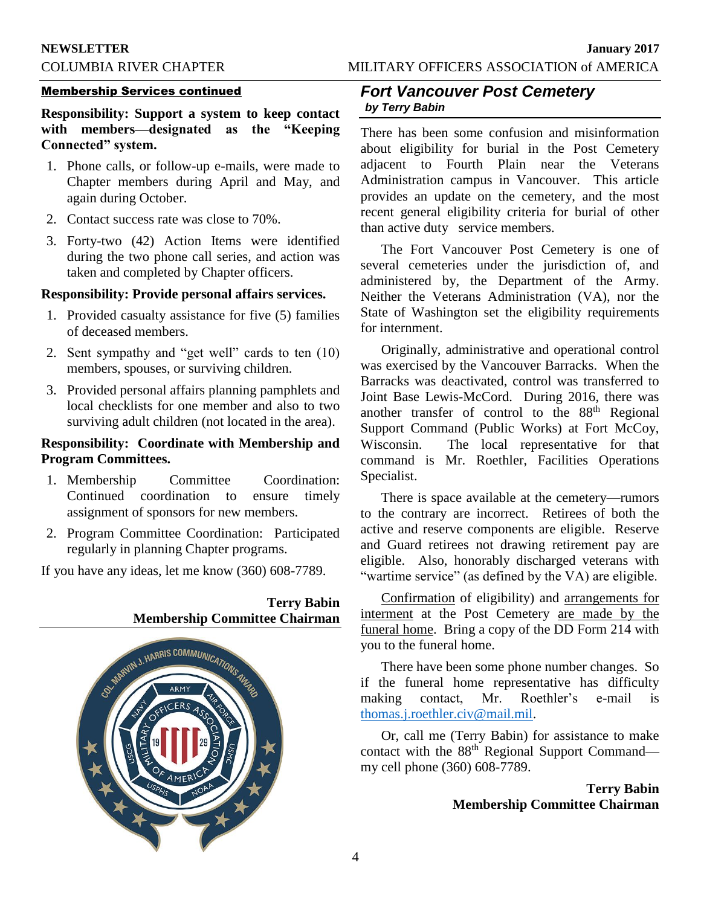## Membership Services continued

**Responsibility: Support a system to keep contact with members—designated as the "Keeping Connected" system.**

1. Phone calls, or follow-up e-mails, were made to Chapter members during April and May, and again during October.
2. Contact success rate was close to 70%.
3. Forty-two (42) Action Items were identified during the two phone call series, and action was taken and completed by Chapter officers.

**Responsibility: Provide personal affairs services.**

1. Provided casualty assistance for five (5) families of deceased members.
2. Sent sympathy and "get well" cards to ten (10) members, spouses, or surviving children.
3. Provided personal affairs planning pamphlets and local checklists for one member and also to two surviving adult children (not located in the area).

**Responsibility: Coordinate with Membership and Program Committees.**

1. Membership Committee Coordination: Continued coordination to ensure timely assignment of sponsors for new members.
2. Program Committee Coordination: Participated regularly in planning Chapter programs.

If you have any ideas, let me know (360) 608-7789.

**Terry Babin**
**Membership Committee Chairman**

## *Fort Vancouver Post Cemetery*

***by Terry Babin***

There has been some confusion and misinformation about eligibility for burial in the Post Cemetery adjacent to Fourth Plain near the Veterans Administration campus in Vancouver. This article provides an update on the cemetery, and the most recent general eligibility criteria for burial of other than active duty service members.

The Fort Vancouver Post Cemetery is one of several cemeteries under the jurisdiction of, and administered by, the Department of the Army. Neither the Veterans Administration (VA), nor the State of Washington set the eligibility requirements for internment.

Originally, administrative and operational control was exercised by the Vancouver Barracks. When the Barracks was deactivated, control was transferred to Joint Base Lewis-McCord. During 2016, there was another transfer of control to the 88th Regional Support Command (Public Works) at Fort McCoy, Wisconsin. The local representative for that command is Mr. Roethler, Facilities Operations Specialist.

There is space available at the cemetery—rumors to the contrary are incorrect. Retirees of both the active and reserve components are eligible. Reserve and Guard retirees not drawing retirement pay are eligible. Also, honorably discharged veterans with "wartime service" (as defined by the VA) are eligible.

Confirmation of eligibility) and arrangements for interment at the Post Cemetery are made by the funeral home. Bring a copy of the DD Form 214 with you to the funeral home.

There have been some phone number changes. So if the funeral home representative has difficulty making contact, Mr. Roethler's e-mail is thomas.j.roethler.civ@mail.mil.

Or, call me (Terry Babin) for assistance to make contact with the 88th Regional Support Command—my cell phone (360) 608-7789.

**Terry Babin**
**Membership Committee Chairman**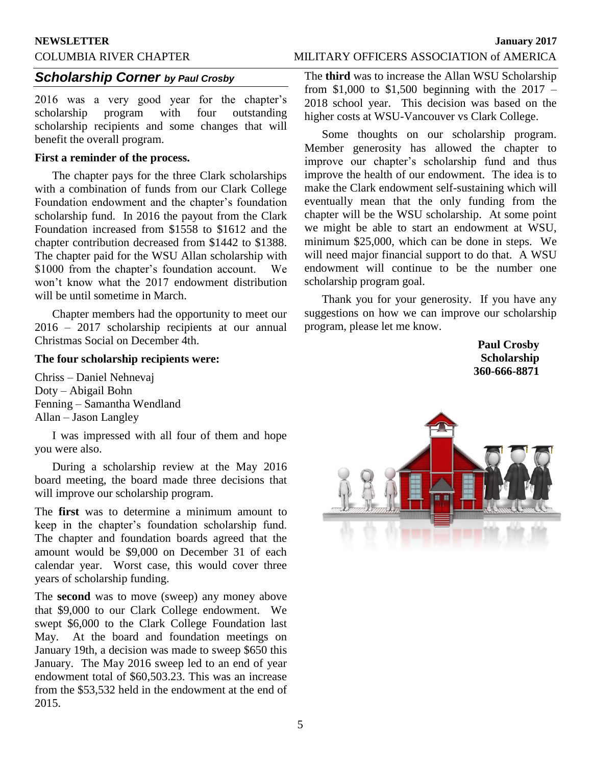## *Scholarship Corner* *by Paul Crosby*

2016 was a very good year for the chapter's scholarship program with four outstanding scholarship recipients and some changes that will benefit the overall program.

**First a reminder of the process.**

The chapter pays for the three Clark scholarships with a combination of funds from our Clark College Foundation endowment and the chapter's foundation scholarship fund. In 2016 the payout from the Clark Foundation increased from $1558 to $1612 and the chapter contribution decreased from $1442 to $1388. The chapter paid for the WSU Allan scholarship with $1000 from the chapter's foundation account. We won't know what the 2017 endowment distribution will be until sometime in March.

Chapter members had the opportunity to meet our 2016 – 2017 scholarship recipients at our annual Christmas Social on December 4th.

**The four scholarship recipients were:**

Chriss – Daniel Nehnevaj
Doty – Abigail Bohn
Fenning – Samantha Wendland
Allan – Jason Langley

I was impressed with all four of them and hope you were also.

During a scholarship review at the May 2016 board meeting, the board made three decisions that will improve our scholarship program.

The **first** was to determine a minimum amount to keep in the chapter's foundation scholarship fund. The chapter and foundation boards agreed that the amount would be $9,000 on December 31 of each calendar year. Worst case, this would cover three years of scholarship funding.

The **second** was to move (sweep) any money above that $9,000 to our Clark College endowment. We swept $6,000 to the Clark College Foundation last May. At the board and foundation meetings on January 19th, a decision was made to sweep $650 this January. The May 2016 sweep led to an end of year endowment total of $60,503.23. This was an increase from the $53,532 held in the endowment at the end of 2015.

The **third** was to increase the Allan WSU Scholarship from $1,000 to $1,500 beginning with the 2017 – 2018 school year. This decision was based on the higher costs at WSU-Vancouver vs Clark College.

Some thoughts on our scholarship program. Member generosity has allowed the chapter to improve our chapter's scholarship fund and thus improve the health of our endowment. The idea is to make the Clark endowment self-sustaining which will eventually mean that the only funding from the chapter will be the WSU scholarship. At some point we might be able to start an endowment at WSU, minimum $25,000, which can be done in steps. We will need major financial support to do that. A WSU endowment will continue to be the number one scholarship program goal.

Thank you for your generosity. If you have any suggestions on how we can improve our scholarship program, please let me know.

**Paul Crosby**
**Scholarship**
**360-666-8871**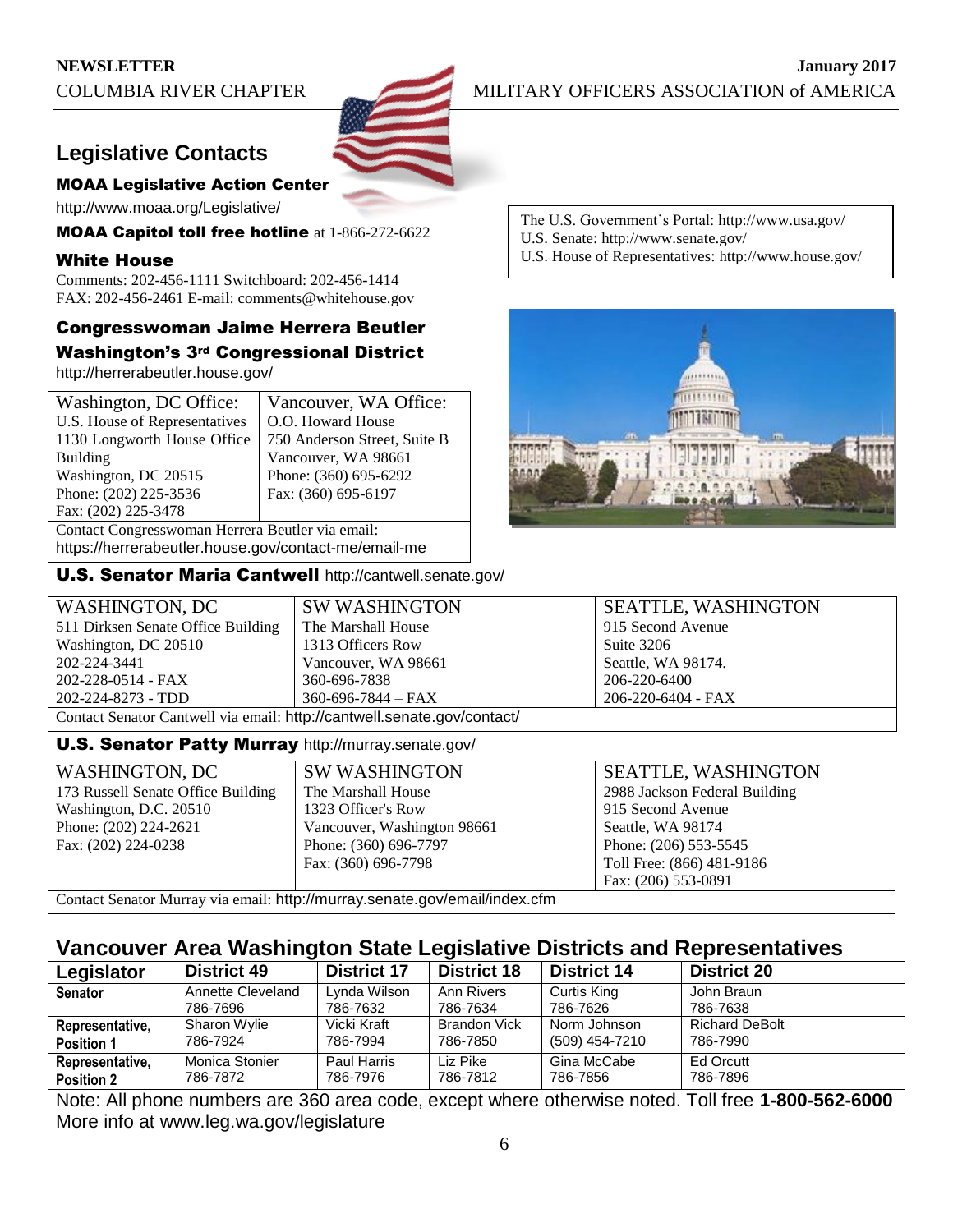## Legislative Contacts

### MOAA Legislative Action Center

http://www.moaa.org/Legislative/

**MOAA Capitol toll free hotline** at 1-866-272-6622

### White House

Comments: 202-456-1111 Switchboard: 202-456-1414
FAX: 202-456-2461 E-mail: comments@whitehouse.gov

The U.S. Government's Portal: http://www.usa.gov/
U.S. Senate: http://www.senate.gov/
U.S. House of Representatives: http://www.house.gov/

### Congresswoman Jaime Herrera Beutler
### Washington's 3rd Congressional District

http://herrerabeutler.house.gov/

| Washington, DC Office: | Vancouver, WA Office: |
|---|---|
| U.S. House of Representatives<br>1130 Longworth House Office Building<br>Washington, DC 20515<br>Phone: (202) 225-3536<br>Fax: (202) 225-3478 | O.O. Howard House<br>750 Anderson Street, Suite B<br>Vancouver, WA 98661<br>Phone: (360) 695-6292<br>Fax: (360) 695-6197 |

Contact Congresswoman Herrera Beutler via email:
https://herrerabeutler.house.gov/contact-me/email-me

### U.S. Senator Maria Cantwell http://cantwell.senate.gov/

| WASHINGTON, DC | SW WASHINGTON | SEATTLE, WASHINGTON |
|---|---|---|
| 511 Dirksen Senate Office Building<br>Washington, DC 20510<br>202-224-3441<br>202-228-0514 - FAX<br>202-224-8273 - TDD | The Marshall House<br>1313 Officers Row<br>Vancouver, WA 98661<br>360-696-7838<br>360-696-7844 – FAX | 915 Second Avenue<br>Suite 3206<br>Seattle, WA 98174.<br>206-220-6400<br>206-220-6404 - FAX |

Contact Senator Cantwell via email: http://cantwell.senate.gov/contact/

### U.S. Senator Patty Murray http://murray.senate.gov/

| WASHINGTON, DC | SW WASHINGTON | SEATTLE, WASHINGTON |
|---|---|---|
| 173 Russell Senate Office Building<br>Washington, D.C. 20510<br>Phone: (202) 224-2621<br>Fax: (202) 224-0238 | The Marshall House<br>1323 Officer's Row<br>Vancouver, Washington 98661<br>Phone: (360) 696-7797<br>Fax: (360) 696-7798 | 2988 Jackson Federal Building<br>915 Second Avenue<br>Seattle, WA 98174<br>Phone: (206) 553-5545<br>Toll Free: (866) 481-9186<br>Fax: (206) 553-0891 |

Contact Senator Murray via email: http://murray.senate.gov/email/index.cfm

## Vancouver Area Washington State Legislative Districts and Representatives

| Legislator | District 49 | District 17 | District 18 | District 14 | District 20 |
|---|---|---|---|---|---|
| **Senator** | Annette Cleveland<br>786-7696 | Lynda Wilson<br>786-7632 | Ann Rivers<br>786-7634 | Curtis King<br>786-7626 | John Braun<br>786-7638 |
| **Representative, Position 1** | Sharon Wylie<br>786-7924 | Vicki Kraft<br>786-7994 | Brandon Vick<br>786-7850 | Norm Johnson<br>(509) 454-7210 | Richard DeBolt<br>786-7990 |
| **Representative, Position 2** | Monica Stonier<br>786-7872 | Paul Harris<br>786-7976 | Liz Pike<br>786-7812 | Gina McCabe<br>786-7856 | Ed Orcutt<br>786-7896 |

Note: All phone numbers are 360 area code, except where otherwise noted. Toll free **1-800-562-6000**
More info at www.leg.wa.gov/legislature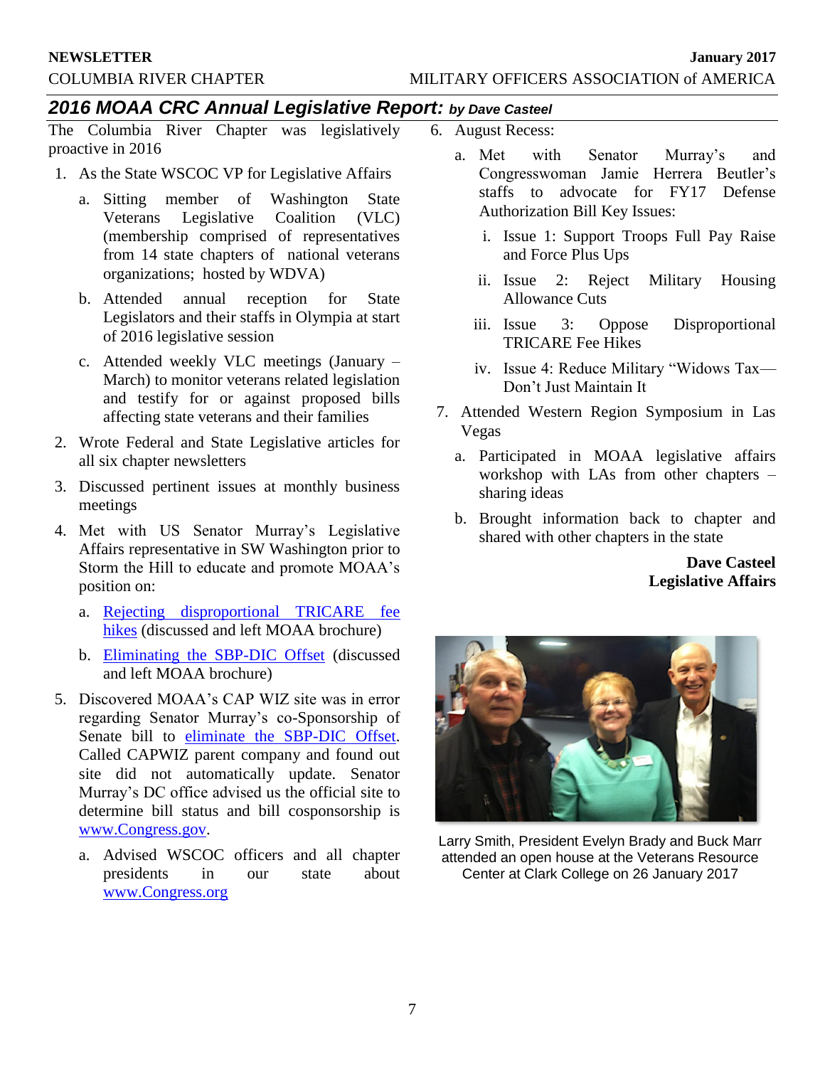## 2016 MOAA CRC Annual Legislative Report: *by Dave Casteel*

The Columbia River Chapter was legislatively proactive in 2016

1. As the State WSCOC VP for Legislative Affairs
   a. Sitting member of Washington State Veterans Legislative Coalition (VLC) (membership comprised of representatives from 14 state chapters of national veterans organizations; hosted by WDVA)
   b. Attended annual reception for State Legislators and their staffs in Olympia at start of 2016 legislative session
   c. Attended weekly VLC meetings (January – March) to monitor veterans related legislation and testify for or against proposed bills affecting state veterans and their families
2. Wrote Federal and State Legislative articles for all six chapter newsletters
3. Discussed pertinent issues at monthly business meetings
4. Met with US Senator Murray's Legislative Affairs representative in SW Washington prior to Storm the Hill to educate and promote MOAA's position on:
   a. Rejecting disproportional TRICARE fee hikes (discussed and left MOAA brochure)
   b. Eliminating the SBP-DIC Offset (discussed and left MOAA brochure)
5. Discovered MOAA's CAP WIZ site was in error regarding Senator Murray's co-Sponsorship of Senate bill to eliminate the SBP-DIC Offset. Called CAPWIZ parent company and found out site did not automatically update. Senator Murray's DC office advised us the official site to determine bill status and bill cosponsorship is www.Congress.gov.
   a. Advised WSCOC officers and all chapter presidents in our state about www.Congress.org
6. August Recess:
   a. Met with Senator Murray's and Congresswoman Jamie Herrera Beutler's staffs to advocate for FY17 Defense Authorization Bill Key Issues:
      i. Issue 1: Support Troops Full Pay Raise and Force Plus Ups
      ii. Issue 2: Reject Military Housing Allowance Cuts
      iii. Issue 3: Oppose Disproportional TRICARE Fee Hikes
      iv. Issue 4: Reduce Military "Widows Tax—Don't Just Maintain It
7. Attended Western Region Symposium in Las Vegas
   a. Participated in MOAA legislative affairs workshop with LAs from other chapters – sharing ideas
   b. Brought information back to chapter and shared with other chapters in the state

**Dave Casteel**
**Legislative Affairs**

Larry Smith, President Evelyn Brady and Buck Marr attended an open house at the Veterans Resource Center at Clark College on 26 January 2017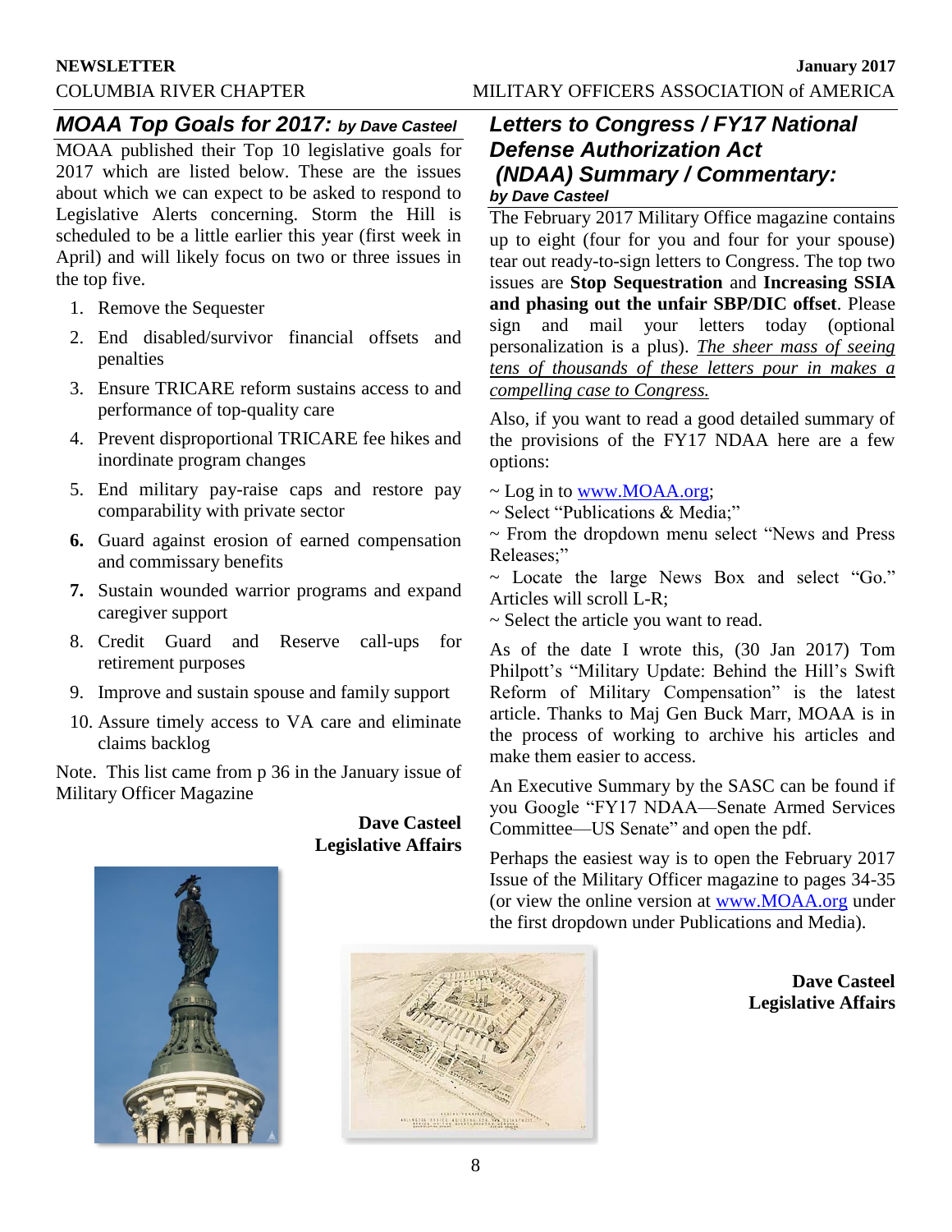## *MOAA Top Goals for 2017: by Dave Casteel*

MOAA published their Top 10 legislative goals for 2017 which are listed below. These are the issues about which we can expect to be asked to respond to Legislative Alerts concerning. Storm the Hill is scheduled to be a little earlier this year (first week in April) and will likely focus on two or three issues in the top five.

1. Remove the Sequester
2. End disabled/survivor financial offsets and penalties
3. Ensure TRICARE reform sustains access to and performance of top-quality care
4. Prevent disproportional TRICARE fee hikes and inordinate program changes
5. End military pay-raise caps and restore pay comparability with private sector
6. Guard against erosion of earned compensation and commissary benefits
7. Sustain wounded warrior programs and expand caregiver support
8. Credit Guard and Reserve call-ups for retirement purposes
9. Improve and sustain spouse and family support
10. Assure timely access to VA care and eliminate claims backlog

Note. This list came from p 36 in the January issue of Military Officer Magazine

**Dave Casteel**
**Legislative Affairs**

## *Letters to Congress / FY17 National Defense Authorization Act (NDAA) Summary / Commentary:*

*by Dave Casteel*

The February 2017 Military Office magazine contains up to eight (four for you and four for your spouse) tear out ready-to-sign letters to Congress. The top two issues are **Stop Sequestration** and **Increasing SSIA and phasing out the unfair SBP/DIC offset**. Please sign and mail your letters today (optional personalization is a plus). *The sheer mass of seeing tens of thousands of these letters pour in makes a compelling case to Congress.*

Also, if you want to read a good detailed summary of the provisions of the FY17 NDAA here are a few options:

~ Log in to www.MOAA.org;
~ Select "Publications & Media;"
~ From the dropdown menu select "News and Press Releases;"
~ Locate the large News Box and select "Go." Articles will scroll L-R;
~ Select the article you want to read.

As of the date I wrote this, (30 Jan 2017) Tom Philpott's "Military Update: Behind the Hill's Swift Reform of Military Compensation" is the latest article. Thanks to Maj Gen Buck Marr, MOAA is in the process of working to archive his articles and make them easier to access.

An Executive Summary by the SASC can be found if you Google "FY17 NDAA—Senate Armed Services Committee—US Senate" and open the pdf.

Perhaps the easiest way is to open the February 2017 Issue of the Military Officer magazine to pages 34-35 (or view the online version at www.MOAA.org under the first dropdown under Publications and Media).

**Dave Casteel**
**Legislative Affairs**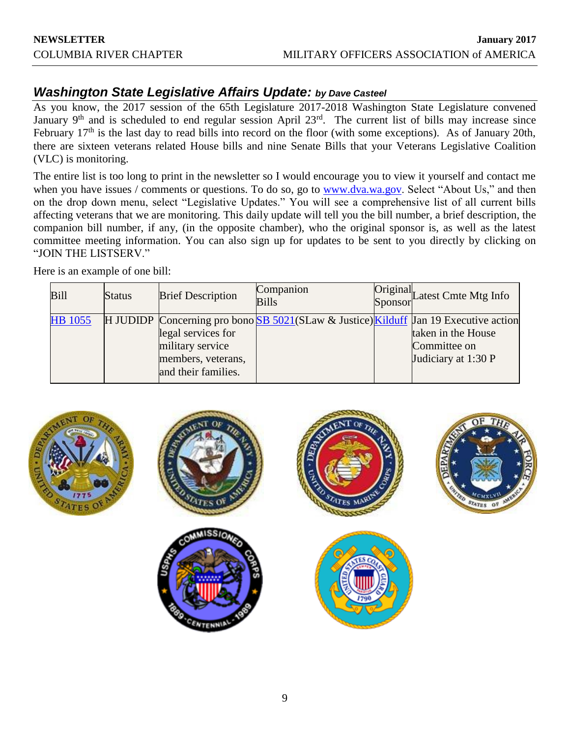## *Washington State Legislative Affairs Update: by Dave Casteel*

As you know, the 2017 session of the 65th Legislature 2017-2018 Washington State Legislature convened January 9th and is scheduled to end regular session April 23rd. The current list of bills may increase since February 17th is the last day to read bills into record on the floor (with some exceptions). As of January 20th, there are sixteen veterans related House bills and nine Senate Bills that your Veterans Legislative Coalition (VLC) is monitoring.

The entire list is too long to print in the newsletter so I would encourage you to view it yourself and contact me when you have issues / comments or questions. To do so, go to www.dva.wa.gov. Select "About Us," and then on the drop down menu, select "Legislative Updates." You will see a comprehensive list of all current bills affecting veterans that we are monitoring. This daily update will tell you the bill number, a brief description, the companion bill number, if any, (in the opposite chamber), who the original sponsor is, as well as the latest committee meeting information. You can also sign up for updates to be sent to you directly by clicking on "JOIN THE LISTSERV."

Here is an example of one bill:

| Bill | Status | Brief Description | Companion Bills | Original Sponsor | Latest Cmte Mtg Info |
|---|---|---|---|---|---|
| HB 1055 | H JUDIDP | Concerning pro bono legal services for military service members, veterans, and their families. | SB 5021(SLaw & Justice) | Kilduff | Jan 19 Executive action taken in the House Committee on Judiciary at 1:30 P |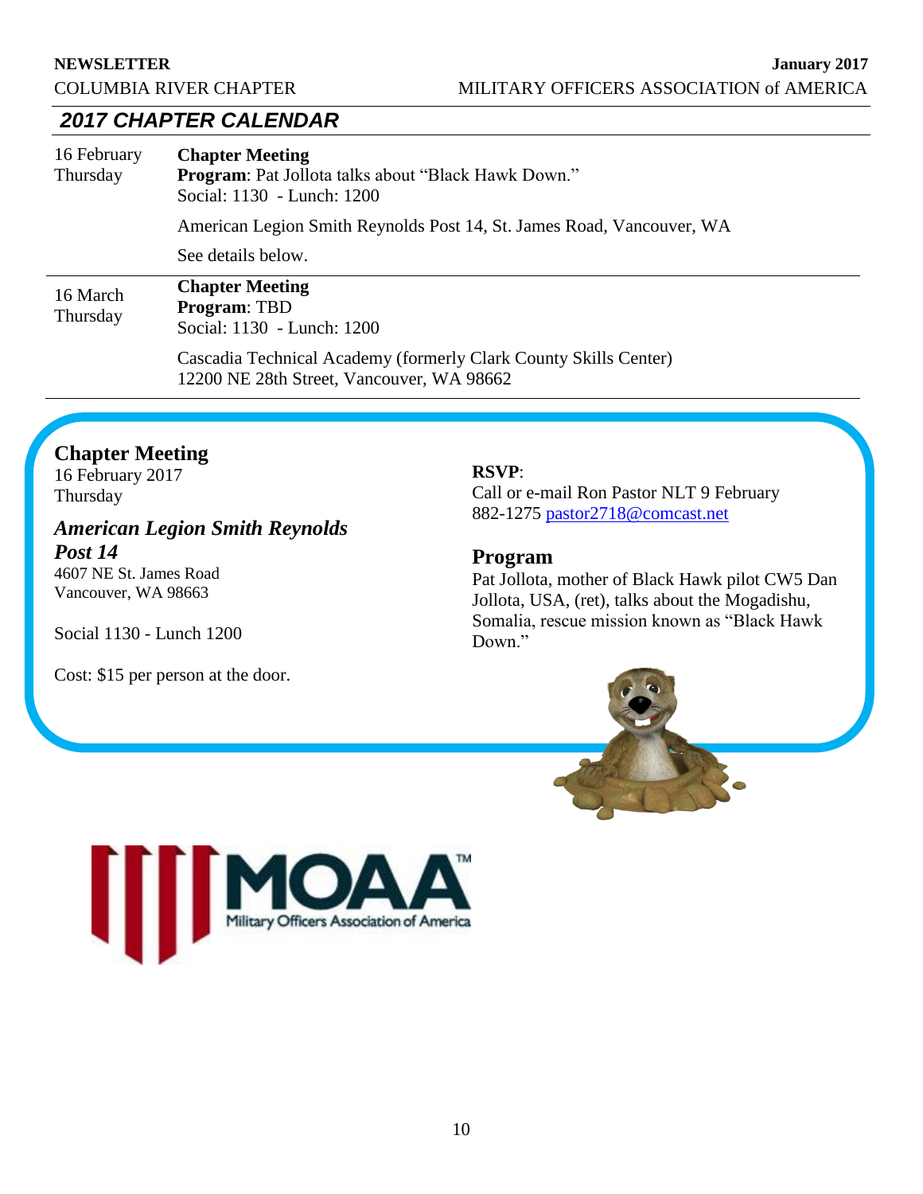## *2017 CHAPTER CALENDAR*

| | |
|---|---|
| 16 February Thursday | **Chapter Meeting**<br>**Program**: Pat Jollota talks about "Black Hawk Down."<br>Social: 1130 - Lunch: 1200<br>American Legion Smith Reynolds Post 14, St. James Road, Vancouver, WA<br>See details below. |
| 16 March Thursday | **Chapter Meeting**<br>**Program**: TBD<br>Social: 1130 - Lunch: 1200<br>Cascadia Technical Academy (formerly Clark County Skills Center)<br>12200 NE 28th Street, Vancouver, WA 98662 |

## Chapter Meeting

16 February 2017
Thursday

### *American Legion Smith Reynolds Post 14*

4607 NE St. James Road
Vancouver, WA 98663

Social 1130 - Lunch 1200

Cost: $15 per person at the door.

**RSVP**:
Call or e-mail Ron Pastor NLT 9 February
882-1275 pastor2718@comcast.net

### Program

Pat Jollota, mother of Black Hawk pilot CW5 Dan Jollota, USA, (ret), talks about the Mogadishu, Somalia, rescue mission known as "Black Hawk Down."

MOAA™
Military Officers Association of America